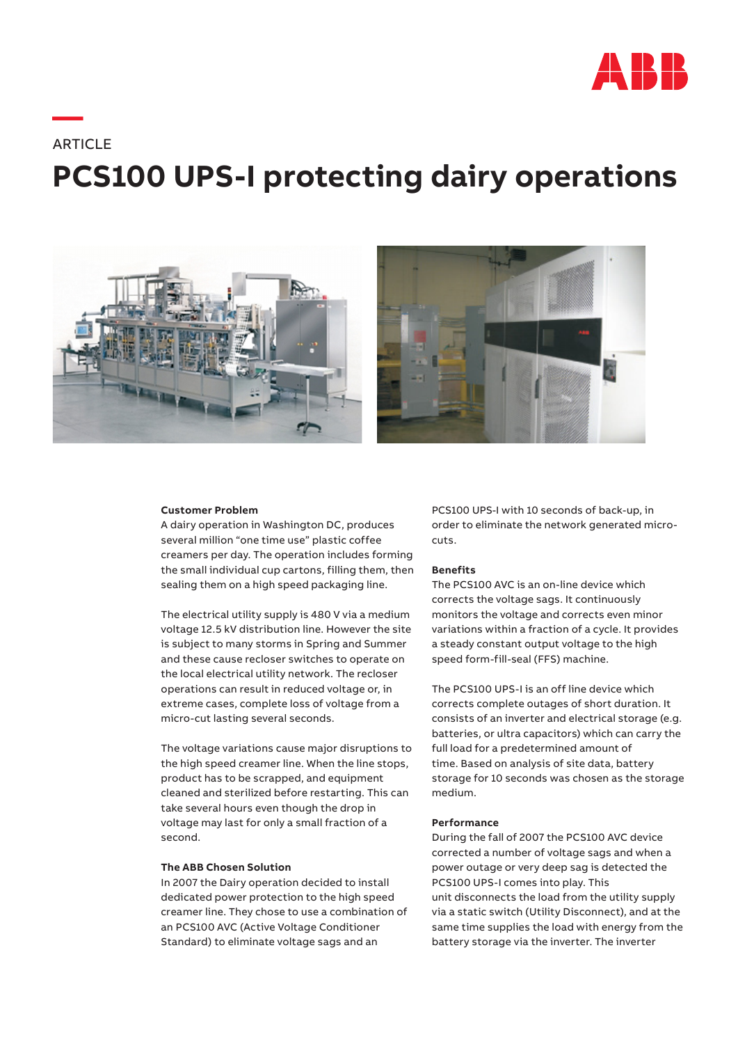ARTICLE

# PCS100 UPS-I protecting dairy operations

### Customer Problem

A dairy operation in Washington DC, produces several million “one time use” plastic coffee creamers per day. The operation includes forming the small individual cup cartons, filling them, then sealing them on a high speed packaging line.

The electrical utility supply is 480 V via a medium voltage 12.5 kV distribution line. However the site is subject to many storms in Spring and Summer and these cause recloser switches to operate on the local electrical utility network. The recloser operations can result in reduced voltage or, in extreme cases, complete loss of voltage from a micro-cut lasting several seconds.

The voltage variations cause major disruptions to the high speed creamer line. When the line stops, product has to be scrapped, and equipment cleaned and sterilized before restarting. This can take several hours even though the drop in voltage may last for only a small fraction of a second.

### The ABB Chosen Solution

In 2007 the Dairy operation decided to install dedicated power protection to the high speed creamer line. They chose to use a combination of an PCS100 AVC (Active Voltage Conditioner Standard) to eliminate voltage sags and an PCS100 UPS-I with 10 seconds of back-up, in order to eliminate the network generated micro-cuts.

### Benefits

The PCS100 AVC is an on-line device which corrects the voltage sags. It continuously monitors the voltage and corrects even minor variations within a fraction of a cycle. It provides a steady constant output voltage to the high speed form-fill-seal (FFS) machine.

The PCS100 UPS-I is an off line device which corrects complete outages of short duration. It consists of an inverter and electrical storage (e.g. batteries, or ultra capacitors) which can carry the full load for a predetermined amount of time. Based on analysis of site data, battery storage for 10 seconds was chosen as the storage medium.

### Performance

During the fall of 2007 the PCS100 AVC device corrected a number of voltage sags and when a power outage or very deep sag is detected the PCS100 UPS-I comes into play. This unit disconnects the load from the utility supply via a static switch (Utility Disconnect), and at the same time supplies the load with energy from the battery storage via the inverter. The inverter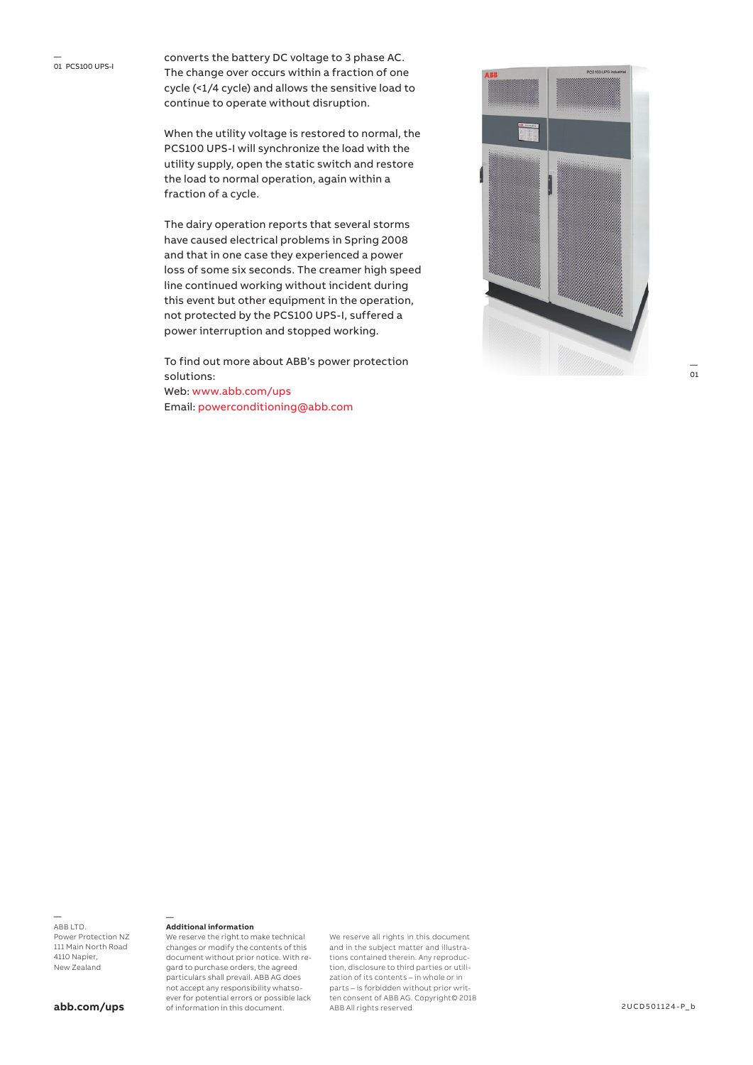— 01 PCS100 UPS-I

converts the battery DC voltage to 3 phase AC. The change over occurs within a fraction of one cycle (<1/4 cycle) and allows the sensitive load to continue to operate without disruption.

When the utility voltage is restored to normal, the PCS100 UPS-I will synchronize the load with the utility supply, open the static switch and restore the load to normal operation, again within a fraction of a cycle.

The dairy operation reports that several storms have caused electrical problems in Spring 2008 and that in one case they experienced a power loss of some six seconds. The creamer high speed line continued working without incident during this event but other equipment in the operation, not protected by the PCS100 UPS-I, suffered a power interruption and stopped working.

To find out more about ABB's power protection solutions:
Web: www.abb.com/ups
Email: powerconditioning@abb.com

— 01

—
ABB LTD.
Power Protection NZ
111 Main North Road
4110 Napier,
New Zealand

**abb.com/ups**

—
**Additional information**
We reserve the right to make technical changes or modify the contents of this document without prior notice. With regard to purchase orders, the agreed particulars shall prevail. ABB AG does not accept any responsibility whatsoever for potential errors or possible lack of information in this document.

We reserve all rights in this document and in the subject matter and illustrations contained therein. Any reproduction, disclosure to third parties or utilization of its contents – in whole or in parts – is forbidden without prior written consent of ABB AG. Copyright© 2018 ABB All rights reserved

2UCD501124-P_b